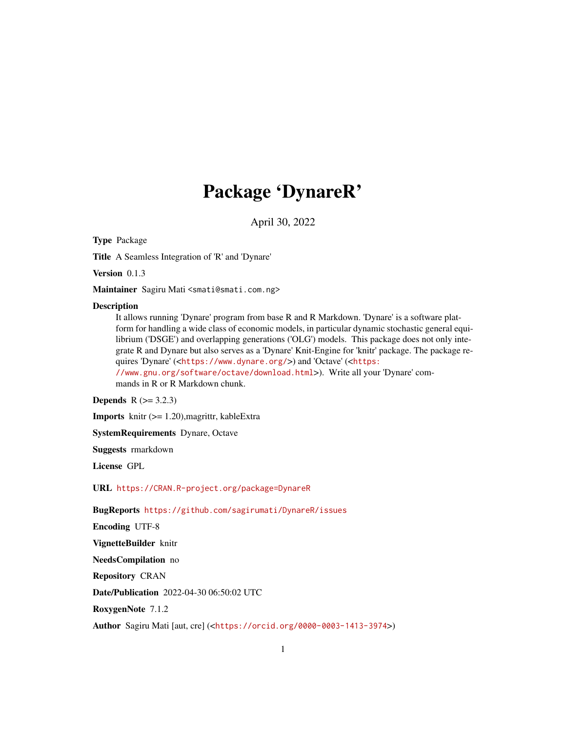# Package 'DynareR'

April 30, 2022

**Type** Package

**Title** A Seamless Integration of 'R' and 'Dynare'

**Version** 0.1.3

**Maintainer** Sagiru Mati <smati@smati.com.ng>

**Description**
It allows running 'Dynare' program from base R and R Markdown. 'Dynare' is a software platform for handling a wide class of economic models, in particular dynamic stochastic general equilibrium ('DSGE') and overlapping generations ('OLG') models. This package does not only integrate R and Dynare but also serves as a 'Dynare' Knit-Engine for 'knitr' package. The package requires 'Dynare' (<https://www.dynare.org/>) and 'Octave' (<https://www.gnu.org/software/octave/download.html>). Write all your 'Dynare' commands in R or R Markdown chunk.

**Depends** R (>= 3.2.3)

**Imports** knitr (>= 1.20),magrittr, kableExtra

**SystemRequirements** Dynare, Octave

**Suggests** rmarkdown

**License** GPL

**URL** https://CRAN.R-project.org/package=DynareR

**BugReports** https://github.com/sagirumati/DynareR/issues

**Encoding** UTF-8

**VignetteBuilder** knitr

**NeedsCompilation** no

**Repository** CRAN

**Date/Publication** 2022-04-30 06:50:02 UTC

**RoxygenNote** 7.1.2

**Author** Sagiru Mati [aut, cre] (<https://orcid.org/0000-0003-1413-3974>)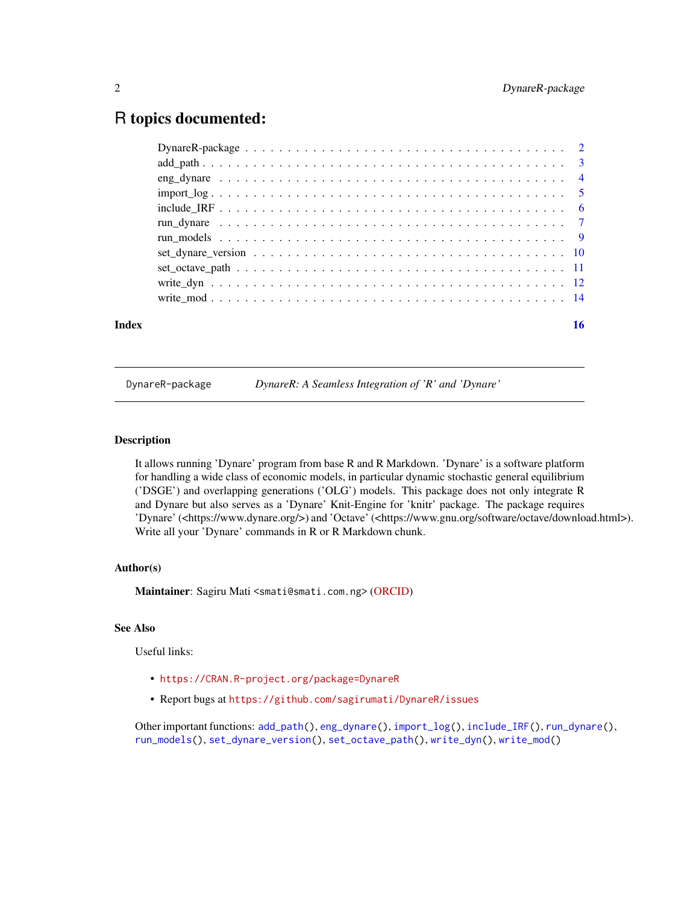# R topics documented:

| | |
|---|---|
| DynareR-package | 2 |
| add_path | 3 |
| eng_dynare | 4 |
| import_log | 5 |
| include_IRF | 6 |
| run_dynare | 7 |
| run_models | 9 |
| set_dynare_version | 10 |
| set_octave_path | 11 |
| write_dyn | 12 |
| write_mod | 14 |
| **Index** | **16** |

---

`DynareR-package` *DynareR: A Seamless Integration of 'R' and 'Dynare'*

---

### Description

It allows running 'Dynare' program from base R and R Markdown. 'Dynare' is a software platform for handling a wide class of economic models, in particular dynamic stochastic general equilibrium ('DSGE') and overlapping generations ('OLG') models. This package does not only integreate R and Dynare but also serves as a 'Dynare' Knit-Engine for 'knitr' package. The package requires 'Dynare' (<https://www.dynare.org/>) and 'Octave' (<https://www.gnu.org/software/octave/download.html>). Write all your 'Dynare' commands in R or R Markdown chunk.

### Author(s)

**Maintainer**: Sagiru Mati <smati@smati.com.ng> (ORCID)

### See Also

Useful links:

- https://CRAN.R-project.org/package=DynareR
- Report bugs at https://github.com/sagirumati/DynareR/issues

Other important functions: `add_path()`, `eng_dynare()`, `import_log()`, `include_IRF()`, `run_dynare()`, `run_models()`, `set_dynare_version()`, `set_octave_path()`, `write_dyn()`, `write_mod()`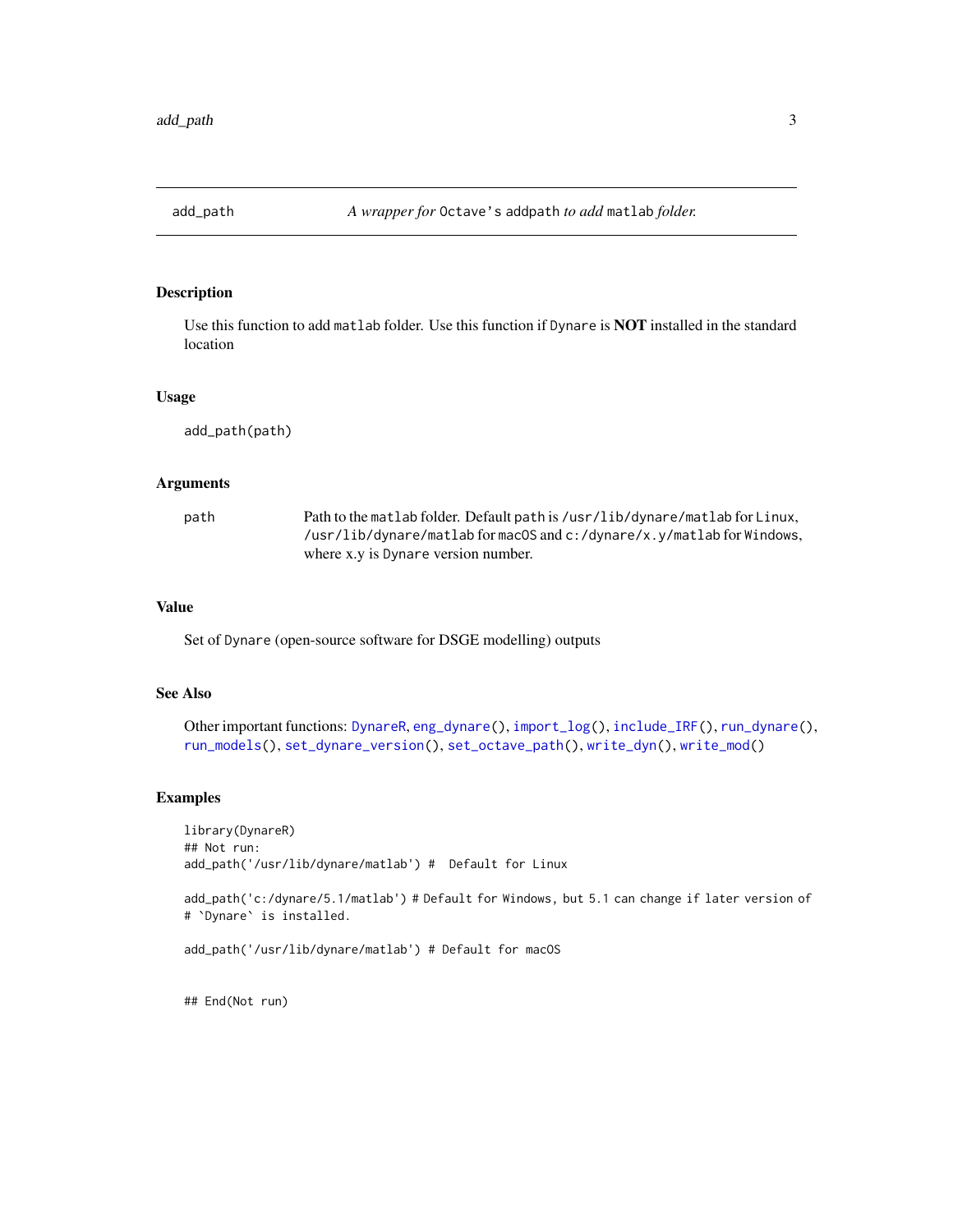# add_path — *A wrapper for* `Octave's addpath` *to add* `matlab` *folder.*

## Description

Use this function to add `matlab` folder. Use this function if `Dynare` is **NOT** installed in the standard location

## Usage

```
add_path(path)
```

## Arguments

| | |
|---|---|
| `path` | Path to the `matlab` folder. Default `path` is `/usr/lib/dynare/matlab` for `Linux`, `/usr/lib/dynare/matlab` for `macOS` and `c:/dynare/x.y/matlab` for `Windows`, where x.y is `Dynare` version number. |

## Value

Set of `Dynare` (open-source software for DSGE modelling) outputs

## See Also

Other important functions: `DynareR`, `eng_dynare()`, `import_log()`, `include_IRF()`, `run_dynare()`, `run_models()`, `set_dynare_version()`, `set_octave_path()`, `write_dyn()`, `write_mod()`

## Examples

```
library(DynareR)
## Not run:
add_path('/usr/lib/dynare/matlab') #  Default for Linux

add_path('c:/dynare/5.1/matlab') # Default for Windows, but 5.1 can change if later version of
# `Dynare` is installed.

add_path('/usr/lib/dynare/matlab') # Default for macOS


## End(Not run)
```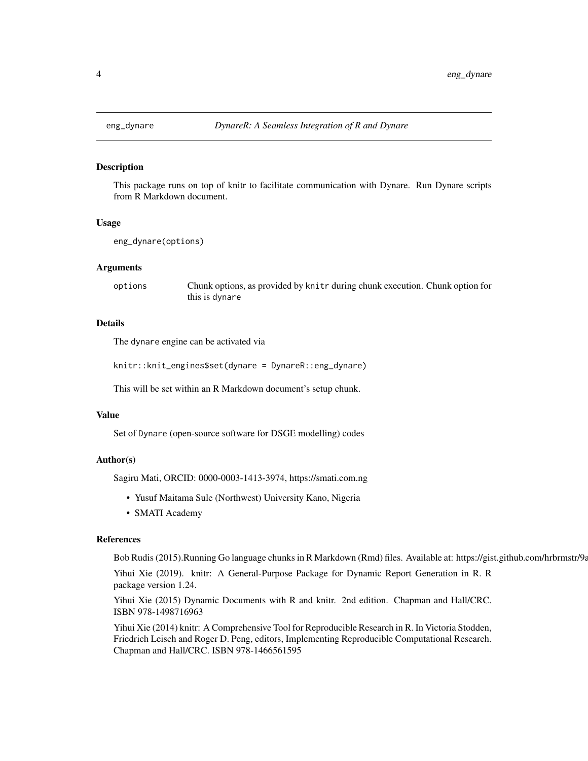## eng_dynare — *DynareR: A Seamless Integration of R and Dynare*

### Description

This package runs on top of knitr to facilitate communication with Dynare. Run Dynare scripts from R Markdown document.

### Usage

```
eng_dynare(options)
```

### Arguments

| | |
|---|---|
| options | Chunk options, as provided by `knitr` during chunk execution. Chunk option for this is `dynare` |

### Details

The `dynare` engine can be activated via

```
knitr::knit_engines$set(dynare = DynareR::eng_dynare)
```

This will be set within an R Markdown document's setup chunk.

### Value

Set of `Dynare` (open-source software for DSGE modelling) codes

### Author(s)

Sagiru Mati, ORCID: 0000-0003-1413-3974, https://smati.com.ng

- Yusuf Maitama Sule (Northwest) University Kano, Nigeria
- SMATI Academy

### References

Bob Rudis (2015).Running Go language chunks in R Markdown (Rmd) files. Available at: https://gist.github.com/hrbrmstr/9a

Yihui Xie (2019). knitr: A General-Purpose Package for Dynamic Report Generation in R. R package version 1.24.

Yihui Xie (2015) Dynamic Documents with R and knitr. 2nd edition. Chapman and Hall/CRC. ISBN 978-1498716963

Yihui Xie (2014) knitr: A Comprehensive Tool for Reproducible Research in R. In Victoria Stodden, Friedrich Leisch and Roger D. Peng, editors, Implementing Reproducible Computational Research. Chapman and Hall/CRC. ISBN 978-1466561595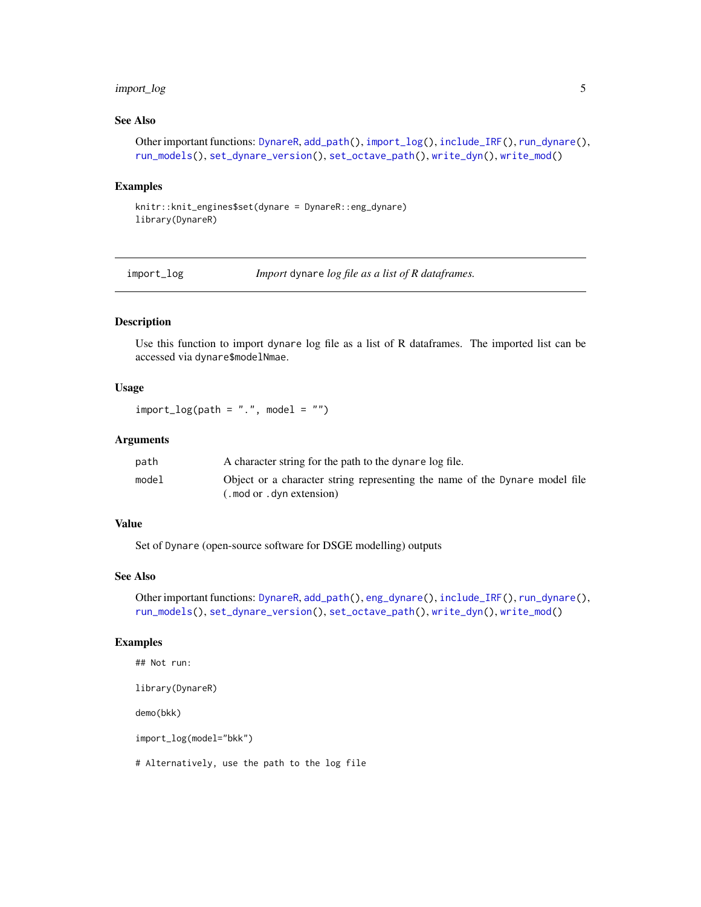### See Also

Other important functions: DynareR, add_path(), import_log(), include_IRF(), run_dynare(), run_models(), set_dynare_version(), set_octave_path(), write_dyn(), write_mod()

### Examples

```
knitr::knit_engines$set(dynare = DynareR::eng_dynare)
library(DynareR)
```

---

## import_log — *Import* dynare *log file as a list of R dataframes.*

---

### Description

Use this function to import dynare log file as a list of R dataframes. The imported list can be accessed via dynare$modelNmae.

### Usage

```
import_log(path = ".", model = "")
```

### Arguments

| | |
|---|---|
| path | A character string for the path to the dynare log file. |
| model | Object or a character string representing the name of the Dynare model file (.mod or .dyn extension) |

### Value

Set of Dynare (open-source software for DSGE modelling) outputs

### See Also

Other important functions: DynareR, add_path(), eng_dynare(), include_IRF(), run_dynare(), run_models(), set_dynare_version(), set_octave_path(), write_dyn(), write_mod()

### Examples

```
## Not run:

library(DynareR)

demo(bkk)

import_log(model="bkk")

# Alternatively, use the path to the log file
```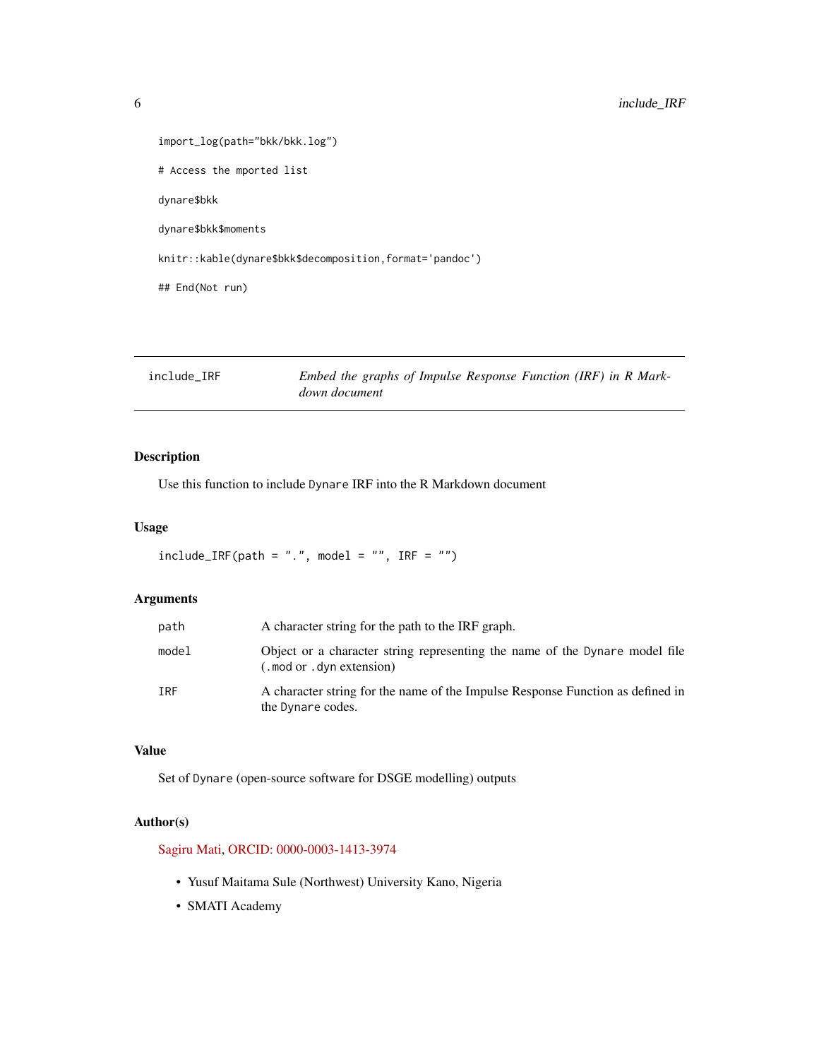```
import_log(path="bkk/bkk.log")

# Access the mported list

dynare$bkk

dynare$bkk$moments

knitr::kable(dynare$bkk$decomposition,format='pandoc')

## End(Not run)
```

## include_IRF — *Embed the graphs of Impulse Response Function (IRF) in R Markdown document*

### Description

Use this function to include `Dynare` IRF into the R Markdown document

### Usage

```
include_IRF(path = ".", model = "", IRF = "")
```

### Arguments

| Argument | Description |
|---|---|
| `path` | A character string for the path to the IRF graph. |
| `model` | Object or a character string representing the name of the `Dynare` model file (`.mod` or `.dyn` extension) |
| `IRF` | A character string for the name of the Impulse Response Function as defined in the `Dynare` codes. |

### Value

Set of `Dynare` (open-source software for DSGE modelling) outputs

### Author(s)

Sagiru Mati, ORCID: 0000-0003-1413-3974

- Yusuf Maitama Sule (Northwest) University Kano, Nigeria
- SMATI Academy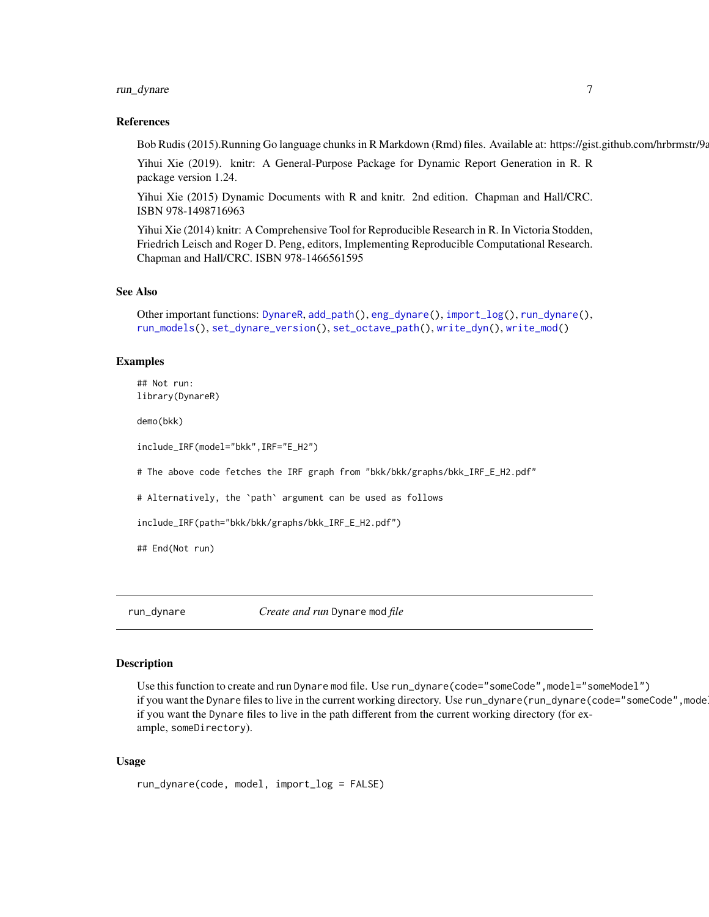### References

Bob Rudis (2015).Running Go language chunks in R Markdown (Rmd) files. Available at: https://gist.github.com/hrbrmstr/9a

Yihui Xie (2019). knitr: A General-Purpose Package for Dynamic Report Generation in R. R package version 1.24.

Yihui Xie (2015) Dynamic Documents with R and knitr. 2nd edition. Chapman and Hall/CRC. ISBN 978-1498716963

Yihui Xie (2014) knitr: A Comprehensive Tool for Reproducible Research in R. In Victoria Stodden, Friedrich Leisch and Roger D. Peng, editors, Implementing Reproducible Computational Research. Chapman and Hall/CRC. ISBN 978-1466561595

### See Also

Other important functions: `DynareR`, `add_path()`, `eng_dynare()`, `import_log()`, `run_dynare()`, `run_models()`, `set_dynare_version()`, `set_octave_path()`, `write_dyn()`, `write_mod()`

### Examples

```
## Not run:
library(DynareR)

demo(bkk)

include_IRF(model="bkk",IRF="E_H2")

# The above code fetches the IRF graph from "bkk/bkk/graphs/bkk_IRF_E_H2.pdf"

# Alternatively, the `path` argument can be used as follows

include_IRF(path="bkk/bkk/graphs/bkk_IRF_E_H2.pdf")

## End(Not run)
```

---

## run_dynare — *Create and run* Dynare mod *file*

### Description

Use this function to create and run `Dynare` `mod` file. Use `run_dynare(code="someCode",model="someModel")` if you want the `Dynare` files to live in the current working directory. Use `run_dynare(run_dynare(code="someCode",mode` if you want the `Dynare` files to live in the path different from the current working directory (for example, `someDirectory`).

### Usage

```
run_dynare(code, model, import_log = FALSE)
```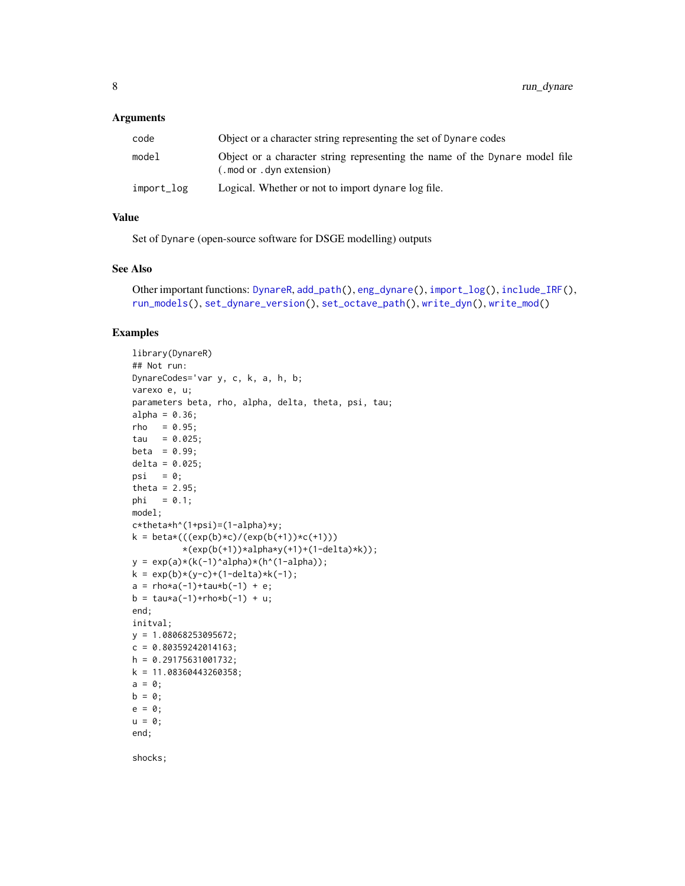### Arguments

| | |
|---|---|
| code | Object or a character string representing the set of Dynare codes |
| model | Object or a character string representing the name of the Dynare model file (.mod or .dyn extension) |
| import_log | Logical. Whether or not to import dynare log file. |

### Value

Set of Dynare (open-source software for DSGE modelling) outputs

### See Also

Other important functions: DynareR, add_path(), eng_dynare(), import_log(), include_IRF(), run_models(), set_dynare_version(), set_octave_path(), write_dyn(), write_mod()

### Examples

```
library(DynareR)
## Not run:
DynareCodes='var y, c, k, a, h, b;
varexo e, u;
parameters beta, rho, alpha, delta, theta, psi, tau;
alpha = 0.36;
rho   = 0.95;
tau   = 0.025;
beta  = 0.99;
delta = 0.025;
psi   = 0;
theta = 2.95;
phi   = 0.1;
model;
c*theta*h^(1+psi)=(1-alpha)*y;
k = beta*(((exp(b)*c)/(exp(b(+1))*c(+1)))
          *(exp(b(+1))*alpha*y(+1)+(1-delta)*k));
y = exp(a)*(k(-1)^alpha)*(h^(1-alpha));
k = exp(b)*(y-c)+(1-delta)*k(-1);
a = rho*a(-1)+tau*b(-1) + e;
b = tau*a(-1)+rho*b(-1) + u;
end;
initval;
y = 1.08068253095672;
c = 0.80359242014163;
h = 0.29175631001732;
k = 11.08360443260358;
a = 0;
b = 0;
e = 0;
u = 0;
end;

shocks;
```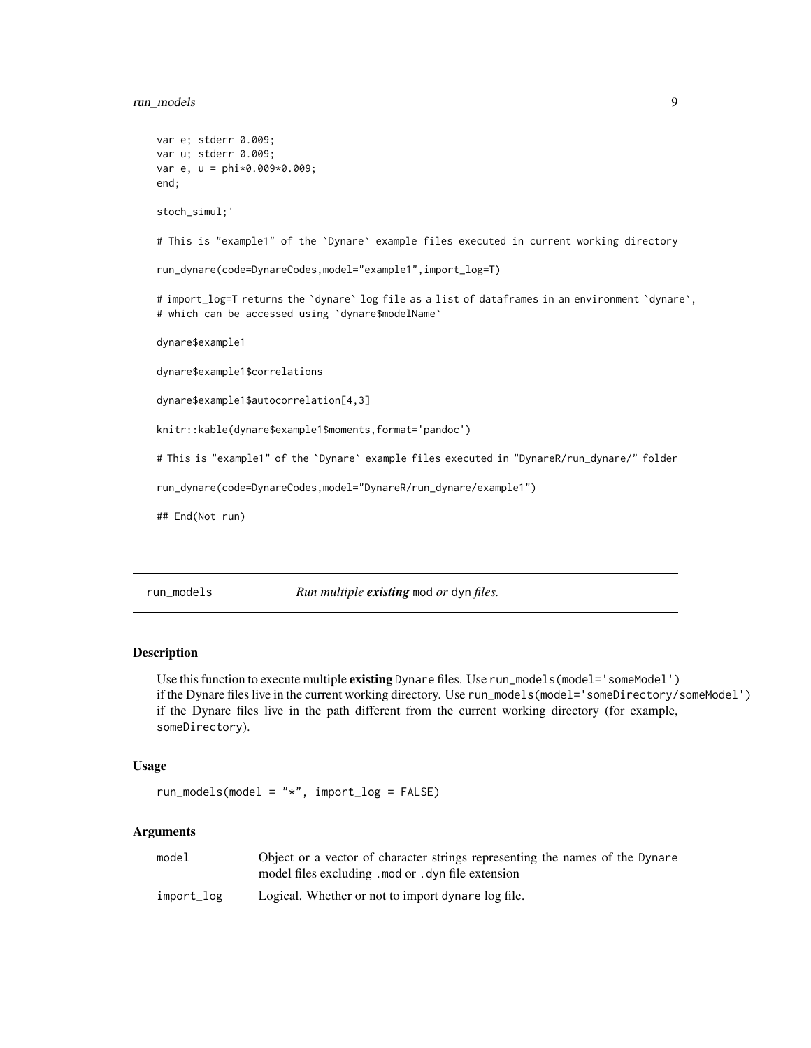```
var e; stderr 0.009;
var u; stderr 0.009;
var e, u = phi*0.009*0.009;
end;

stoch_simul;'

# This is "example1" of the `Dynare` example files executed in current working directory

run_dynare(code=DynareCodes,model="example1",import_log=T)

# import_log=T returns the `dynare` log file as a list of dataframes in an environment `dynare`,
# which can be accessed using `dynare$modelName`

dynare$example1

dynare$example1$correlations

dynare$example1$autocorrelation[4,3]

knitr::kable(dynare$example1$moments,format='pandoc')

# This is "example1" of the `Dynare` example files executed in "DynareR/run_dynare/" folder

run_dynare(code=DynareCodes,model="DynareR/run_dynare/example1")

## End(Not run)
```

---

## run_models — *Run multiple **existing** `mod` or `dyn` files.*

### Description

Use this function to execute multiple **existing** `Dynare` files. Use `run_models(model='someModel')` if the Dynare files live in the current working directory. Use `run_models(model='someDirectory/someModel')` if the Dynare files live in the path different from the current working directory (for example, `someDirectory`).

### Usage

```
run_models(model = "*", import_log = FALSE)
```

### Arguments

| | |
|---|---|
| `model` | Object or a vector of character strings representing the names of the `Dynare` model files excluding `.mod` or `.dyn` file extension |
| `import_log` | Logical. Whether or not to import `dynare` log file. |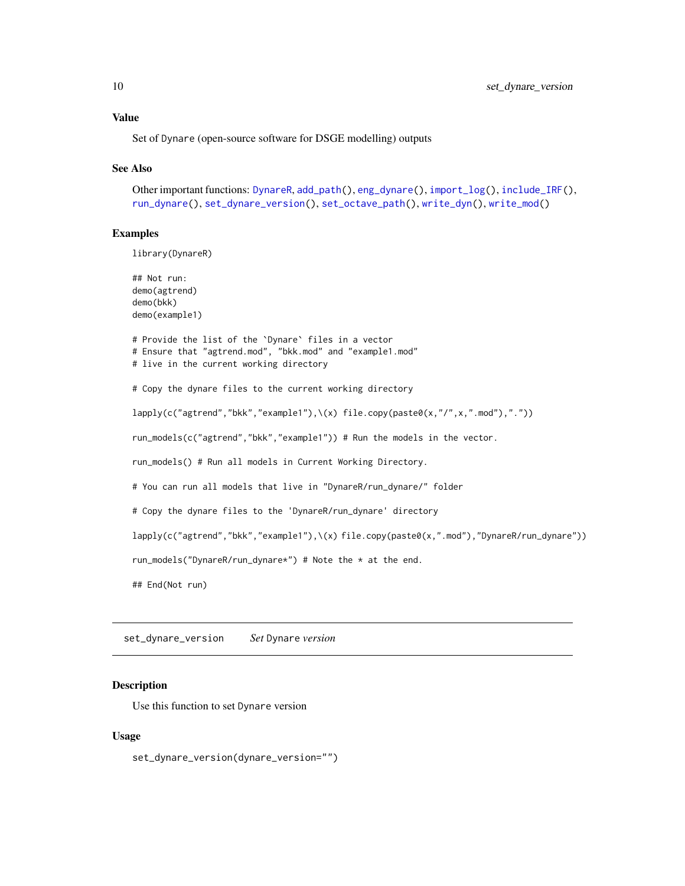### Value

Set of Dynare (open-source software for DSGE modelling) outputs

### See Also

Other important functions: DynareR, add_path(), eng_dynare(), import_log(), include_IRF(), run_dynare(), set_dynare_version(), set_octave_path(), write_dyn(), write_mod()

### Examples

```
library(DynareR)

## Not run:
demo(agtrend)
demo(bkk)
demo(example1)

# Provide the list of the `Dynare` files in a vector
# Ensure that "agtrend.mod", "bkk.mod" and "example1.mod"
# live in the current working directory

# Copy the dynare files to the current working directory

lapply(c("agtrend","bkk","example1"),\(x) file.copy(paste0(x,"/",x,".mod"),"."))

run_models(c("agtrend","bkk","example1")) # Run the models in the vector.

run_models() # Run all models in Current Working Directory.

# You can run all models that live in "DynareR/run_dynare/" folder

# Copy the dynare files to the 'DynareR/run_dynare' directory

lapply(c("agtrend","bkk","example1"),\(x) file.copy(paste0(x,".mod"),"DynareR/run_dynare"))

run_models("DynareR/run_dynare*") # Note the * at the end.

## End(Not run)
```

---

## set_dynare_version &nbsp;&nbsp;&nbsp; *Set* Dynare *version*

### Description

Use this function to set Dynare version

### Usage

```
set_dynare_version(dynare_version="")
```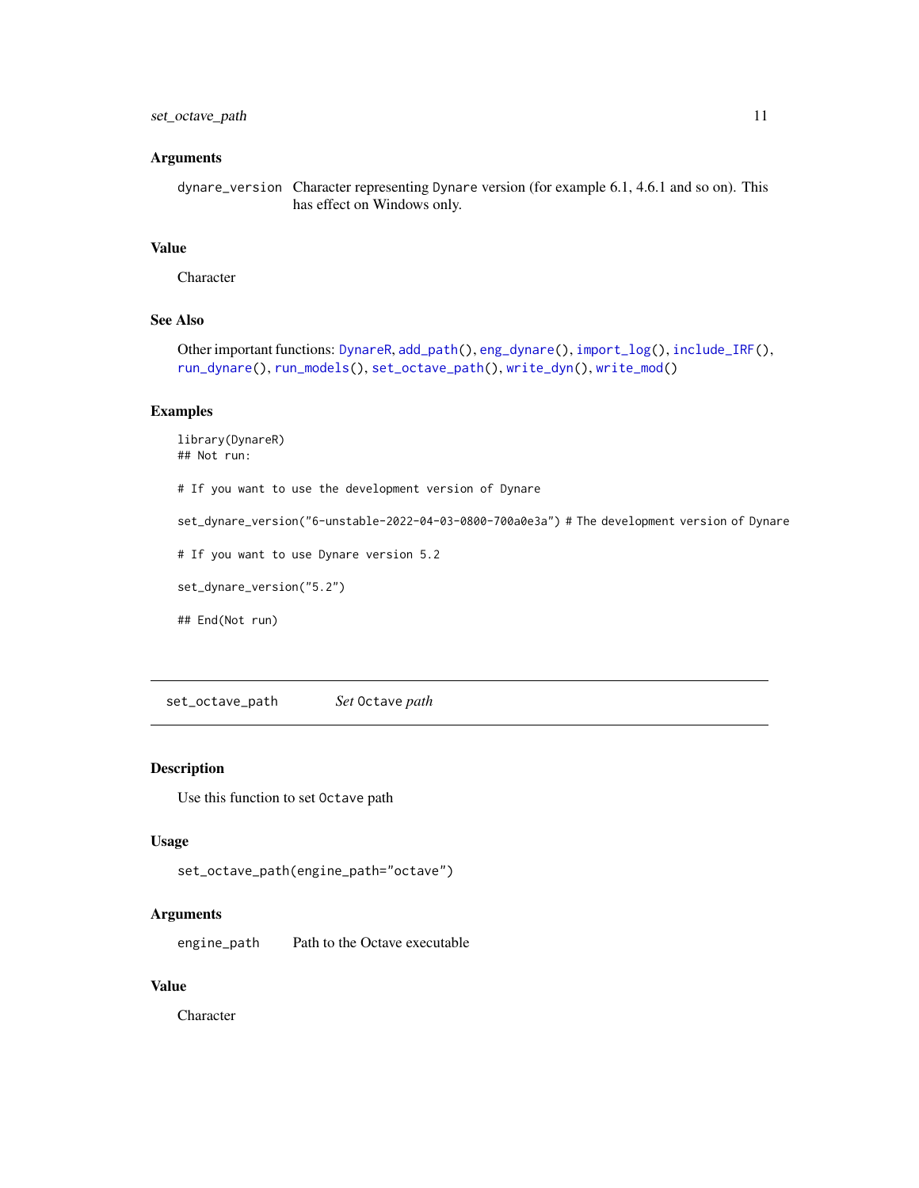### Arguments

`dynare_version` Character representing Dynare version (for example 6.1, 4.6.1 and so on). This has effect on Windows only.

### Value

Character

### See Also

Other important functions: DynareR, add_path(), eng_dynare(), import_log(), include_IRF(), run_dynare(), run_models(), set_octave_path(), write_dyn(), write_mod()

### Examples

```
library(DynareR)
## Not run:

# If you want to use the development version of Dynare

set_dynare_version("6-unstable-2022-04-03-0800-700a0e3a") # The development version of Dynare

# If you want to use Dynare version 5.2

set_dynare_version("5.2")

## End(Not run)
```

---

## set_octave_path    *Set* Octave *path*

### Description

Use this function to set Octave path

### Usage

```
set_octave_path(engine_path="octave")
```

### Arguments

`engine_path` Path to the Octave executable

### Value

Character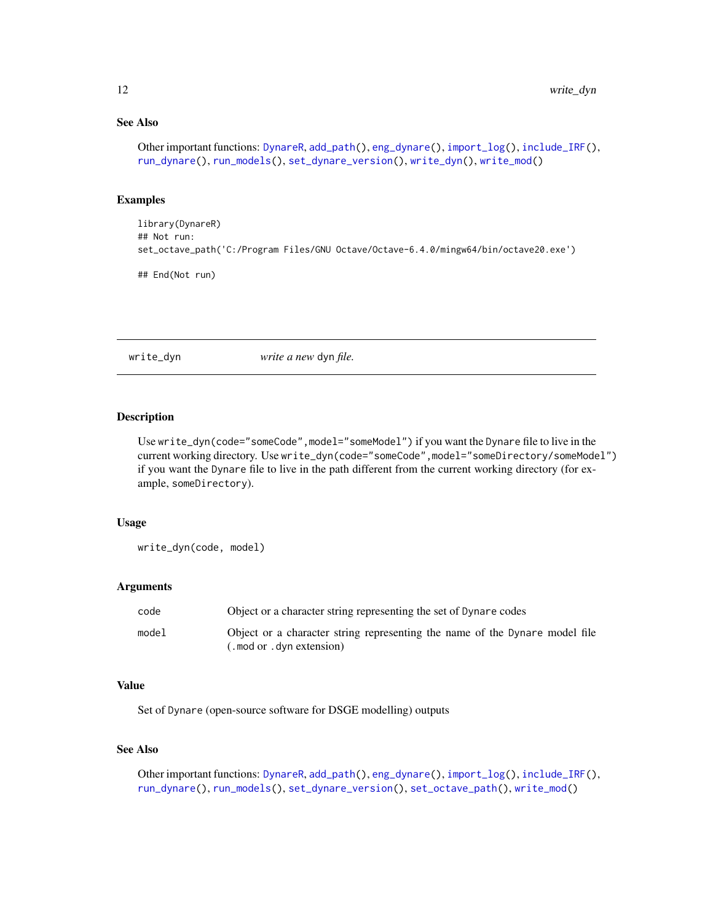## See Also

Other important functions: DynareR, add_path(), eng_dynare(), import_log(), include_IRF(), run_dynare(), run_models(), set_dynare_version(), write_dyn(), write_mod()

## Examples

```
library(DynareR)
## Not run:
set_octave_path('C:/Program Files/GNU Octave/Octave-6.4.0/mingw64/bin/octave20.exe')

## End(Not run)
```

---

# write_dyn — *write a new* dyn *file.*

---

## Description

Use `write_dyn(code="someCode",model="someModel")` if you want the Dynare file to live in the current working directory. Use `write_dyn(code="someCode",model="someDirectory/someModel")` if you want the Dynare file to live in the path different from the current working directory (for example, someDirectory).

## Usage

```
write_dyn(code, model)
```

## Arguments

| | |
|---|---|
| code | Object or a character string representing the set of Dynare codes |
| model | Object or a character string representing the name of the Dynare model file (.mod or .dyn extension) |

## Value

Set of Dynare (open-source software for DSGE modelling) outputs

## See Also

Other important functions: DynareR, add_path(), eng_dynare(), import_log(), include_IRF(), run_dynare(), run_models(), set_dynare_version(), set_octave_path(), write_mod()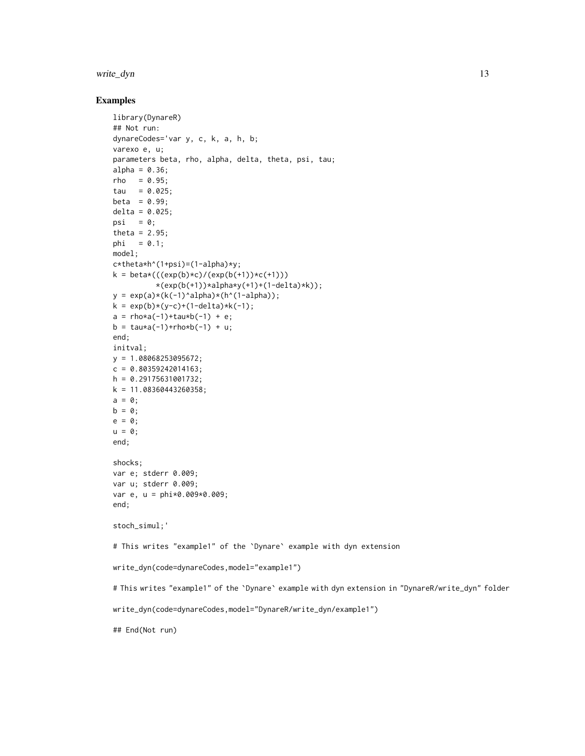## Examples

```
library(DynareR)
## Not run:
dynareCodes='var y, c, k, a, h, b;
varexo e, u;
parameters beta, rho, alpha, delta, theta, psi, tau;
alpha = 0.36;
rho   = 0.95;
tau   = 0.025;
beta  = 0.99;
delta = 0.025;
psi   = 0;
theta = 2.95;
phi   = 0.1;
model;
c*theta*h^(1+psi)=(1-alpha)*y;
k = beta*(((exp(b)*c)/(exp(b(+1))*c(+1)))
          *(exp(b(+1))*alpha*y(+1)+(1-delta)*k));
y = exp(a)*(k(-1)^alpha)*(h^(1-alpha));
k = exp(b)*(y-c)+(1-delta)*k(-1);
a = rho*a(-1)+tau*b(-1) + e;
b = tau*a(-1)+rho*b(-1) + u;
end;
initval;
y = 1.08068253095672;
c = 0.80359242014163;
h = 0.29175631001732;
k = 11.08360443260358;
a = 0;
b = 0;
e = 0;
u = 0;
end;

shocks;
var e; stderr 0.009;
var u; stderr 0.009;
var e, u = phi*0.009*0.009;
end;

stoch_simul;'

# This writes "example1" of the `Dynare` example with dyn extension

write_dyn(code=dynareCodes,model="example1")

# This writes "example1" of the `Dynare` example with dyn extension in "DynareR/write_dyn" folder

write_dyn(code=dynareCodes,model="DynareR/write_dyn/example1")

## End(Not run)
```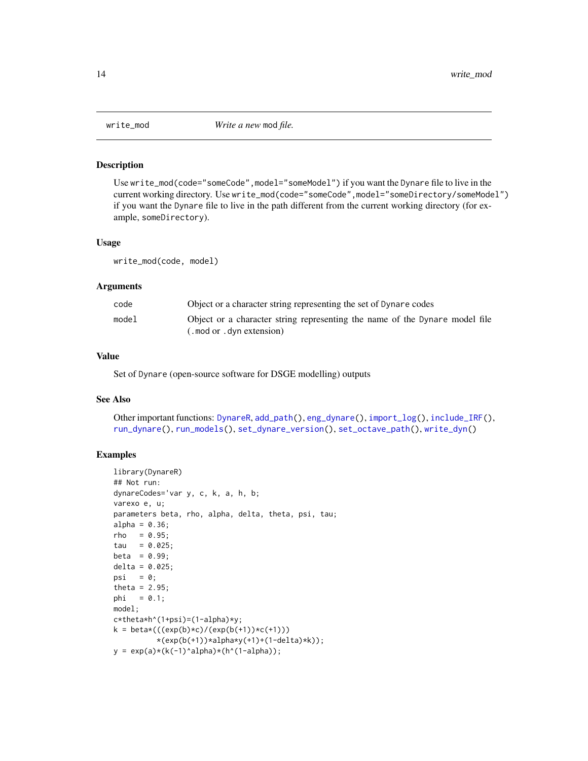## write_mod — *Write a new* `mod` *file.*

### Description

Use `write_mod(code="someCode",model="someModel")` if you want the `Dynare` file to live in the current working directory. Use `write_mod(code="someCode",model="someDirectory/someModel")` if you want the `Dynare` file to live in the path different from the current working directory (for example, `someDirectory`).

### Usage

```
write_mod(code, model)
```

### Arguments

| | |
|---|---|
| `code` | Object or a character string representing the set of `Dynare` codes |
| `model` | Object or a character string representing the name of the `Dynare` model file (`.mod` or `.dyn` extension) |

### Value

Set of `Dynare` (open-source software for DSGE modelling) outputs

### See Also

Other important functions: `DynareR`, `add_path()`, `eng_dynare()`, `import_log()`, `include_IRF()`, `run_dynare()`, `run_models()`, `set_dynare_version()`, `set_octave_path()`, `write_dyn()`

### Examples

```
library(DynareR)
## Not run:
dynareCodes='var y, c, k, a, h, b;
varexo e, u;
parameters beta, rho, alpha, delta, theta, psi, tau;
alpha = 0.36;
rho   = 0.95;
tau   = 0.025;
beta  = 0.99;
delta = 0.025;
psi   = 0;
theta = 2.95;
phi   = 0.1;
model;
c*theta*h^(1+psi)=(1-alpha)*y;
k = beta*(((exp(b)*c)/(exp(b(+1))*c(+1)))
          *(exp(b(+1))*alpha*y(+1)+(1-delta)*k));
y = exp(a)*(k(-1)^alpha)*(h^(1-alpha));
```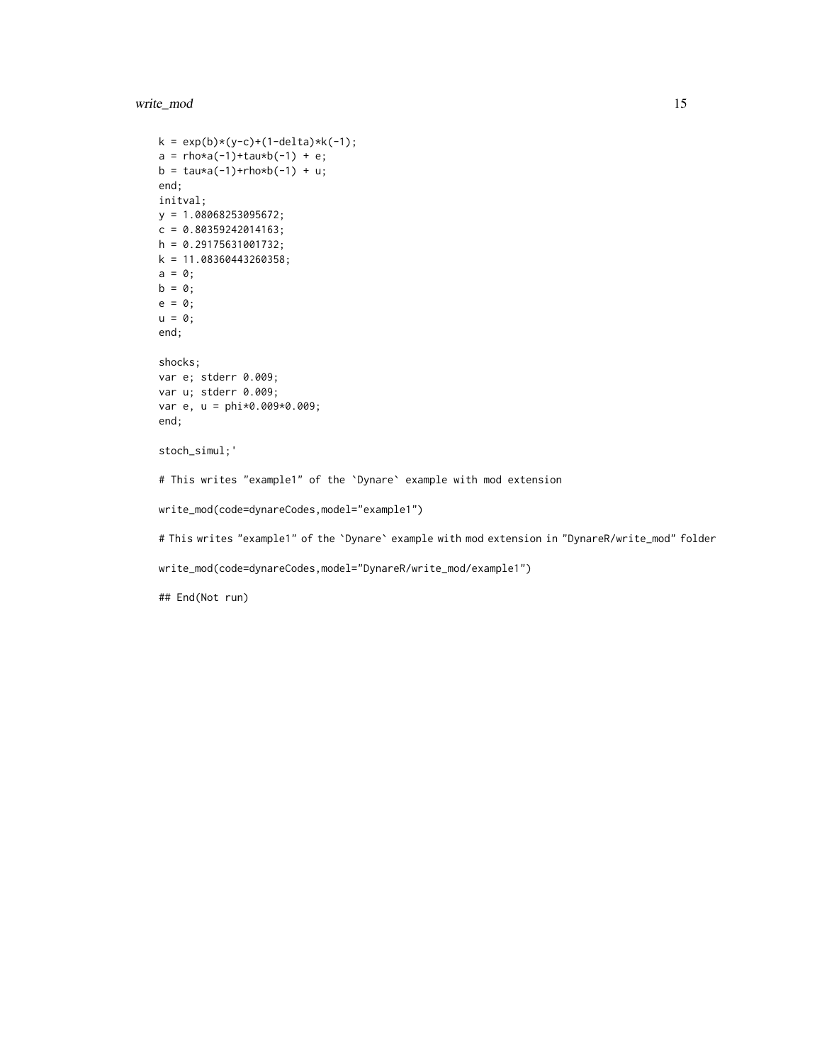```
k = exp(b)*(y-c)+(1-delta)*k(-1);
a = rho*a(-1)+tau*b(-1) + e;
b = tau*a(-1)+rho*b(-1) + u;
end;
initval;
y = 1.08068253095672;
c = 0.80359242014163;
h = 0.29175631001732;
k = 11.08360443260358;
a = 0;
b = 0;
e = 0;
u = 0;
end;

shocks;
var e; stderr 0.009;
var u; stderr 0.009;
var e, u = phi*0.009*0.009;
end;

stoch_simul;'

# This writes "example1" of the `Dynare` example with mod extension

write_mod(code=dynareCodes,model="example1")

# This writes "example1" of the `Dynare` example with mod extension in "DynareR/write_mod" folder

write_mod(code=dynareCodes,model="DynareR/write_mod/example1")

## End(Not run)
```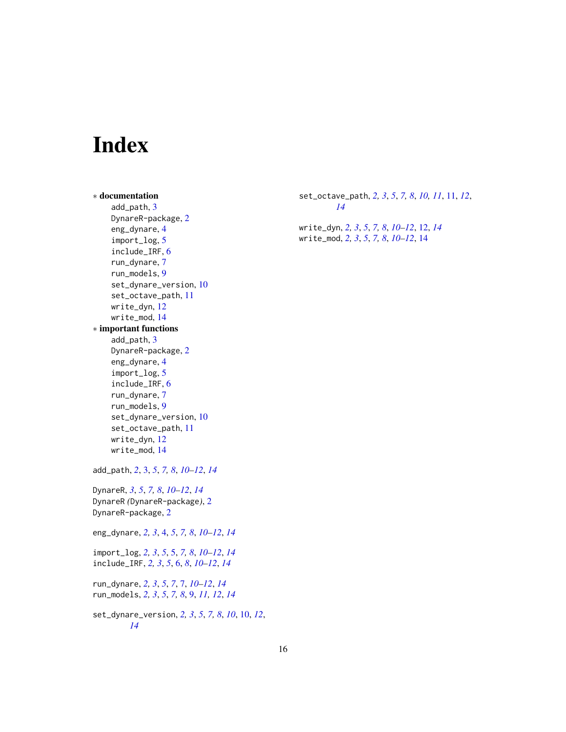# Index

∗ **documentation**
- add_path, 3
- DynareR-package, 2
- eng_dynare, 4
- import_log, 5
- include_IRF, 6
- run_dynare, 7
- run_models, 9
- set_dynare_version, 10
- set_octave_path, 11
- write_dyn, 12
- write_mod, 14

∗ **important functions**
- add_path, 3
- DynareR-package, 2
- eng_dynare, 4
- import_log, 5
- include_IRF, 6
- run_dynare, 7
- run_models, 9
- set_dynare_version, 10
- set_octave_path, 11
- write_dyn, 12
- write_mod, 14

add_path, *2*, 3, *5*, *7, 8*, *10–12*, *14*

DynareR, *3*, *5*, *7, 8*, *10–12*, *14*
DynareR (DynareR-package), 2
DynareR-package, 2

eng_dynare, *2, 3*, 4, *5*, *7, 8*, *10–12*, *14*

import_log, *2, 3*, *5*, 5, *7, 8*, *10–12*, *14*
include_IRF, *2, 3*, *5*, 6, *8*, *10–12*, *14*

run_dynare, *2, 3*, *5*, *7*, 7, *10–12*, *14*
run_models, *2, 3*, *5*, *7, 8*, 9, *11, 12*, *14*

set_dynare_version, *2, 3*, *5*, *7, 8*, *10*, 10, *12*, *14*
set_octave_path, *2, 3*, *5*, *7, 8*, *10, 11*, 11, *12*, *14*

write_dyn, *2, 3*, *5*, *7, 8*, *10–12*, 12, *14*
write_mod, *2, 3*, *5*, *7, 8*, *10–12*, 14